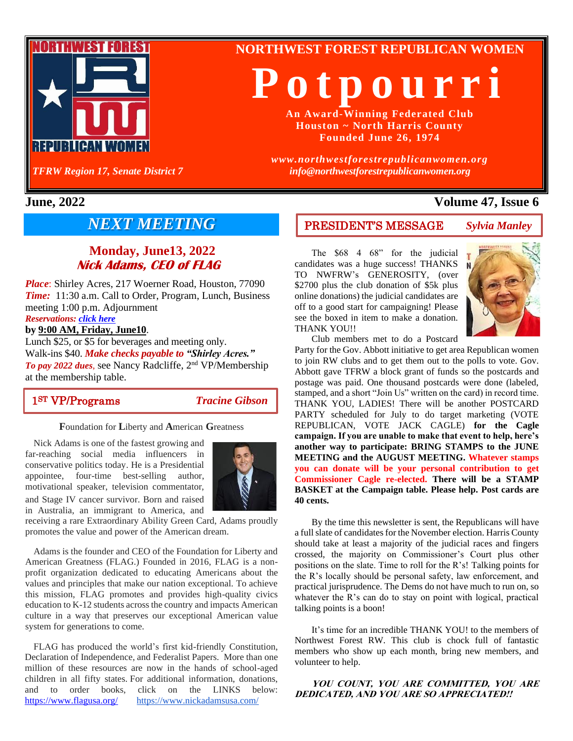# NORTHWEST FOREST REPUBLICAN WOMEN

# Potpourri

**An Award-Winning Federated Club**
**Houston ~ North Harris County**
**Founded June 26, 1974**

*www.northwestforestrepublicanwomen.org*
*info@northwestforestrepublicanwomen.org*

*TFRW Region 17, Senate District 7*

**June, 2022** **Volume 47, Issue 6**

## *NEXT MEETING*

### Monday, June13, 2022
### *Nick Adams, CEO of FLAG*

***Place***: Shirley Acres, 217 Woerner Road, Houston, 77090
***Time:*** 11:30 a.m. Call to Order, Program, Lunch, Business meeting 1:00 p.m. Adjournment
***Reservations: click here***
**by 9:00 AM, Friday, June10**.
Lunch $25, or $5 for beverages and meeting only.
Walk-ins $40. ***Make checks payable to "Shirley Acres."***
***To pay 2022 dues***, see Nancy Radcliffe, 2nd VP/Membership at the membership table.

## 1ST VP/Programs *Tracine Gibson*

**F**oundation for **L**iberty and **A**merican **G**reatness

Nick Adams is one of the fastest growing and far-reaching social media influencers in conservative politics today. He is a Presidential appointee, four-time best-selling author, motivational speaker, television commentator, and Stage IV cancer survivor. Born and raised in Australia, an immigrant to America, and receiving a rare Extraordinary Ability Green Card, Adams proudly promotes the value and power of the American dream.

Adams is the founder and CEO of the Foundation for Liberty and American Greatness (FLAG.) Founded in 2016, FLAG is a non-profit organization dedicated to educating Americans about the values and principles that make our nation exceptional. To achieve this mission, FLAG promotes and provides high-quality civics education to K-12 students across the country and impacts American culture in a way that preserves our exceptional American value system for generations to come.

FLAG has produced the world's first kid-friendly Constitution, Declaration of Independence, and Federalist Papers. More than one million of these resources are now in the hands of school-aged children in all fifty states. For additional information, donations, and to order books, click on the LINKS below: https://www.flagusa.org/ https://www.nickadamsusa.com/

## PRESIDENT'S MESSAGE *Sylvia Manley*

The $68 4 68" for the judicial candidates was a huge success! THANKS TO NWFRW'S GENEROSITY, (over $2700 plus the club donation of $5k plus online donations) the judicial candidates are off to a good start for campaigning! Please see the boxed in item to make a donation. THANK YOU!!

Club members met to do a Postcard Party for the Gov. Abbott initiative to get area Republican women to join RW clubs and to get them out to the polls to vote. Gov. Abbott gave TFRW a block grant of funds so the postcards and postage was paid. One thousand postcards were done (labeled, stamped, and a short "Join Us" written on the card) in record time. THANK YOU, LADIES! There will be another POSTCARD PARTY scheduled for July to do target marketing (VOTE REPUBLICAN, VOTE JACK CAGLE) **for the Cagle campaign. If you are unable to make that event to help, here's another way to participate: BRING STAMPS to the JUNE MEETING and the AUGUST MEETING. Whatever stamps you can donate will be your personal contribution to get Commissioner Cagle re-elected. There will be a STAMP BASKET at the Campaign table. Please help. Post cards are 40 cents.**

By the time this newsletter is sent, the Republicans will have a full slate of candidates for the November election. Harris County should take at least a majority of the judicial races and fingers crossed, the majority on Commissioner's Court plus other positions on the slate. Time to roll for the R's! Talking points for the R's locally should be personal safety, law enforcement, and practical jurisprudence. The Dems do not have much to run on, so whatever the R's can do to stay on point with logical, practical talking points is a boon!

It's time for an incredible THANK YOU! to the members of Northwest Forest RW. This club is chock full of fantastic members who show up each month, bring new members, and volunteer to help.

***YOU COUNT, YOU ARE COMMITTED, YOU ARE DEDICATED, AND YOU ARE SO APPRECIATED!!***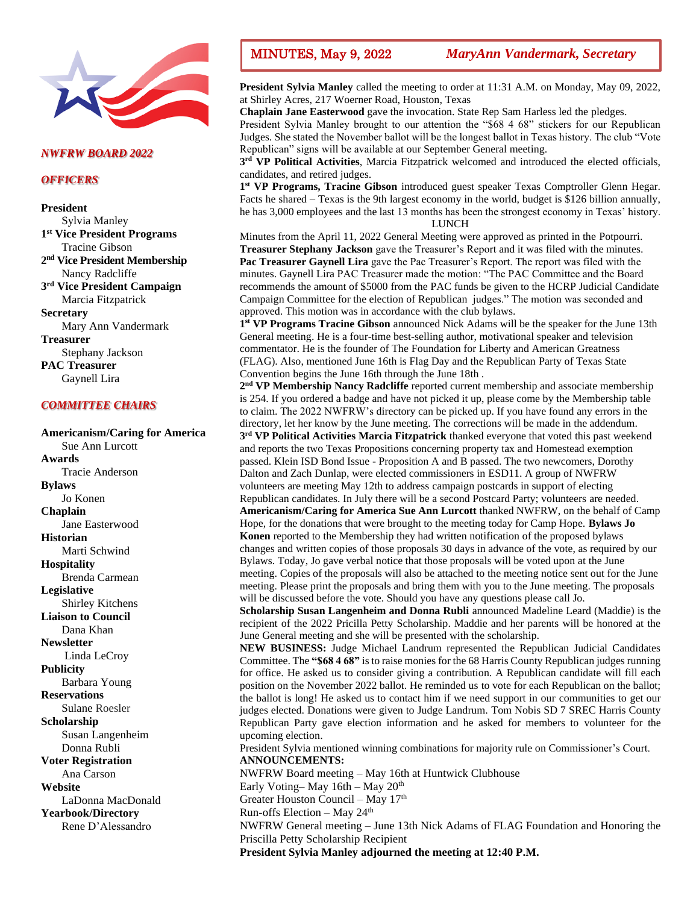***NWFRW BOARD 2022***

***OFFICERS***

**President**
Sylvia Manley
**1st Vice President Programs**
Tracine Gibson
**2nd Vice President Membership**
Nancy Radcliffe
**3rd Vice President Campaign**
Marcia Fitzpatrick
**Secretary**
Mary Ann Vandermark
**Treasurer**
Stephany Jackson
**PAC Treasurer**
Gaynell Lira

***COMMITTEE CHAIRS***

**Americanism/Caring for America**
Sue Ann Lurcott
**Awards**
Tracie Anderson
**Bylaws**
Jo Konen
**Chaplain**
Jane Easterwood
**Historian**
Marti Schwind
**Hospitality**
Brenda Carmean
**Legislative**
Shirley Kitchens
**Liaison to Council**
Dana Khan
**Newsletter**
Linda LeCroy
**Publicity**
Barbara Young
**Reservations**
Sulane Roesler
**Scholarship**
Susan Langenheim
Donna Rubli
**Voter Registration**
Ana Carson
**Website**
LaDonna MacDonald
**Yearbook/Directory**
Rene D'Alessandro

## MINUTES, May 9, 2022 — *MaryAnn Vandermark, Secretary*

**President Sylvia Manley** called the meeting to order at 11:31 A.M. on Monday, May 09, 2022, at Shirley Acres, 217 Woerner Road, Houston, Texas
**Chaplain Jane Easterwood** gave the invocation. State Rep Sam Harless led the pledges.
President Sylvia Manley brought to our attention the "$68 4 68" stickers for our Republican Judges. She stated the November ballot will be the longest ballot in Texas history. The club "Vote Republican" signs will be available at our September General meeting.
**3rd VP Political Activities**, Marcia Fitzpatrick welcomed and introduced the elected officials, candidates, and retired judges.
**1st VP Programs, Tracine Gibson** introduced guest speaker Texas Comptroller Glenn Hegar. Facts he shared – Texas is the 9th largest economy in the world, budget is $126 billion annually, he has 3,000 employees and the last 13 months has been the strongest economy in Texas' history.

LUNCH

Minutes from the April 11, 2022 General Meeting were approved as printed in the Potpourri.
**Treasurer Stephany Jackson** gave the Treasurer's Report and it was filed with the minutes.
**Pac Treasurer Gaynell Lira** gave the Pac Treasurer's Report. The report was filed with the minutes. Gaynell Lira PAC Treasurer made the motion: "The PAC Committee and the Board recommends the amount of $5000 from the PAC funds be given to the HCRP Judicial Candidate Campaign Committee for the election of Republican judges." The motion was seconded and approved. This motion was in accordance with the club bylaws.
**1st VP Programs Tracine Gibson** announced Nick Adams will be the speaker for the June 13th General meeting. He is a four-time best-selling author, motivational speaker and television commentator. He is the founder of The Foundation for Liberty and American Greatness (FLAG). Also, mentioned June 16th is Flag Day and the Republican Party of Texas State Convention begins the June 16th through the June 18th .
**2nd VP Membership Nancy Radcliffe** reported current membership and associate membership is 254. If you ordered a badge and have not picked it up, please come by the Membership table to claim. The 2022 NWFRW's directory can be picked up. If you have found any errors in the directory, let her know by the June meeting. The corrections will be made in the addendum.
**3rd VP Political Activities Marcia Fitzpatrick** thanked everyone that voted this past weekend and reports the two Texas Propositions concerning property tax and Homestead exemption passed. Klein ISD Bond Issue - Proposition A and B passed. The two newcomers, Dorothy Dalton and Zach Dunlap, were elected commissioners in ESD11. A group of NWFRW volunteers are meeting May 12th to address campaign postcards in support of electing Republican candidates. In July there will be a second Postcard Party; volunteers are needed.
**Americanism/Caring for America Sue Ann Lurcott** thanked NWFRW, on the behalf of Camp Hope, for the donations that were brought to the meeting today for Camp Hope. **Bylaws Jo Konen** reported to the Membership they had written notification of the proposed bylaws changes and written copies of those proposals 30 days in advance of the vote, as required by our Bylaws. Today, Jo gave verbal notice that those proposals will be voted upon at the June meeting. Copies of the proposals will also be attached to the meeting notice sent out for the June meeting. Please print the proposals and bring them with you to the June meeting. The proposals will be discussed before the vote. Should you have any questions please call Jo.
**Scholarship Susan Langenheim and Donna Rubli** announced Madeline Leard (Maddie) is the recipient of the 2022 Pricilla Petty Scholarship. Maddie and her parents will be honored at the June General meeting and she will be presented with the scholarship.
**NEW BUSINESS:** Judge Michael Landrum represented the Republican Judicial Candidates Committee. The **"$68 4 68"** is to raise monies for the 68 Harris County Republican judges running for office. He asked us to consider giving a contribution. A Republican candidate will fill each position on the November 2022 ballot. He reminded us to vote for each Republican on the ballot; the ballot is long! He asked us to contact him if we need support in our communities to get our judges elected. Donations were given to Judge Landrum. Tom Nobis SD 7 SREC Harris County Republican Party gave election information and he asked for members to volunteer for the upcoming election.
President Sylvia mentioned winning combinations for majority rule on Commissioner's Court.

**ANNOUNCEMENTS:**
NWFRW Board meeting – May 16th at Huntwick Clubhouse
Early Voting– May 16th – May 20th
Greater Houston Council – May 17th
Run-offs Election – May 24th
NWFRW General meeting – June 13th Nick Adams of FLAG Foundation and Honoring the Priscilla Petty Scholarship Recipient

**President Sylvia Manley adjourned the meeting at 12:40 P.M.**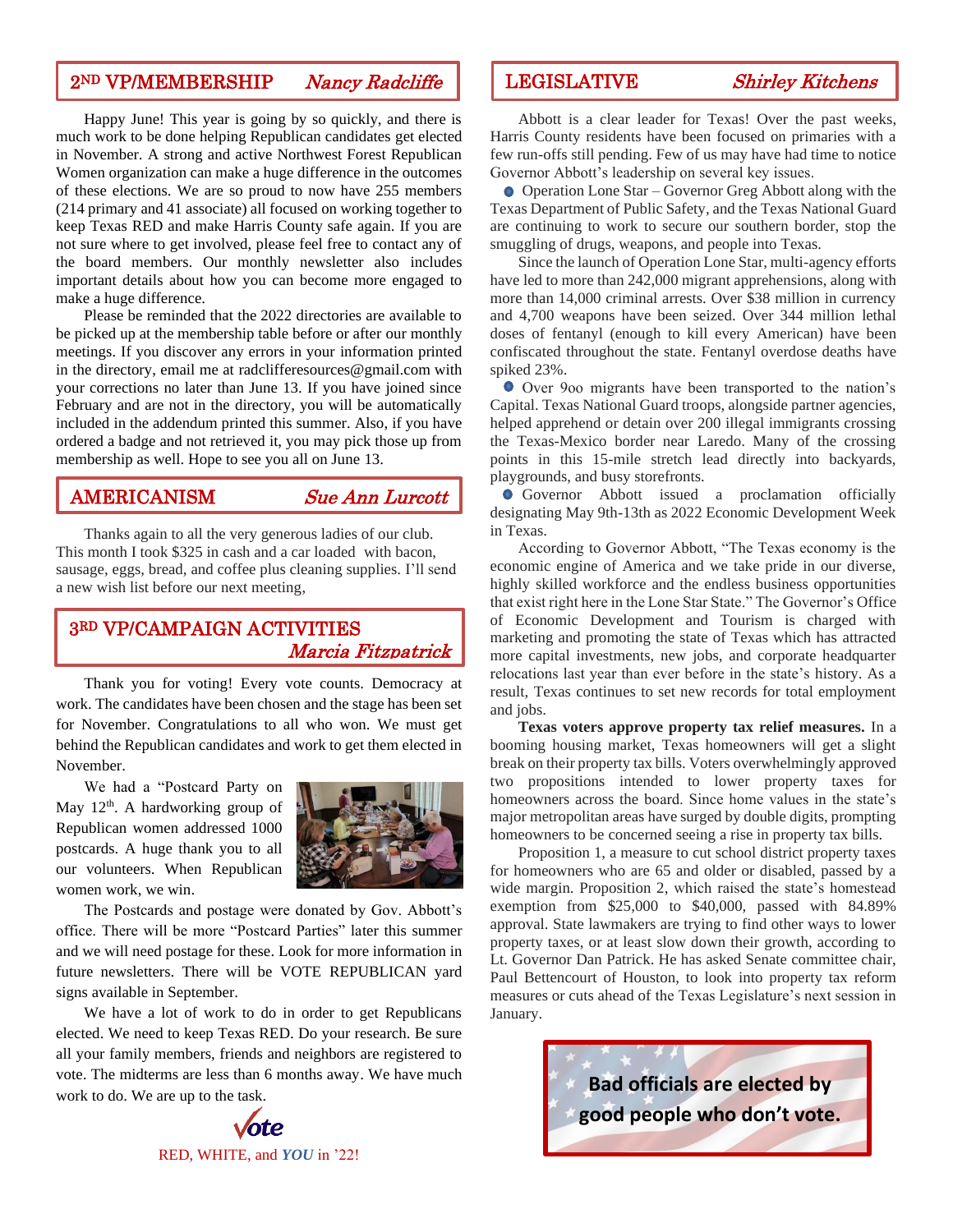## 2ND VP/MEMBERSHIP *Nancy Radcliffe*

Happy June! This year is going by so quickly, and there is much work to be done helping Republican candidates get elected in November. A strong and active Northwest Forest Republican Women organization can make a huge difference in the outcomes of these elections. We are so proud to now have 255 members (214 primary and 41 associate) all focused on working together to keep Texas RED and make Harris County safe again. If you are not sure where to get involved, please feel free to contact any of the board members. Our monthly newsletter also includes important details about how you can become more engaged to make a huge difference.

Please be reminded that the 2022 directories are available to be picked up at the membership table before or after our monthly meetings. If you discover any errors in your information printed in the directory, email me at radcliffesources@gmail.com with your corrections no later than June 13. If you have joined since February and are not in the directory, you will be automatically included in the addendum printed this summer. Also, if you have ordered a badge and not retrieved it, you may pick those up from membership as well. Hope to see you all on June 13.

## AMERICANISM *Sue Ann Lurcott*

Thanks again to all the very generous ladies of our club. This month I took $325 in cash and a car loaded with bacon, sausage, eggs, bread, and coffee plus cleaning supplies. I'll send a new wish list before our next meeting,

## 3RD VP/CAMPAIGN ACTIVITIES *Marcia Fitzpatrick*

Thank you for voting! Every vote counts. Democracy at work. The candidates have been chosen and the stage has been set for November. Congratulations to all who won. We must get behind the Republican candidates and work to get them elected in November.

We had a "Postcard Party on May 12th. A hardworking group of Republican women addressed 1000 postcards. A huge thank you to all our volunteers. When Republican women work, we win.

The Postcards and postage were donated by Gov. Abbott's office. There will be more "Postcard Parties" later this summer and we will need postage for these. Look for more information in future newsletters. There will be VOTE REPUBLICAN yard signs available in September.

We have a lot of work to do in order to get Republicans elected. We need to keep Texas RED. Do your research. Be sure all your family members, friends and neighbors are registered to vote. The midterms are less than 6 months away. We have much work to do. We are up to the task.

Vote

RED, WHITE, and ***YOU*** in '22!

## LEGISLATIVE *Shirley Kitchens*

Abbott is a clear leader for Texas! Over the past weeks, Harris County residents have been focused on primaries with a few run-offs still pending. Few of us may have had time to notice Governor Abbott's leadership on several key issues.

- Operation Lone Star – Governor Greg Abbott along with the Texas Department of Public Safety, and the Texas National Guard are continuing to work to secure our southern border, stop the smuggling of drugs, weapons, and people into Texas.

Since the launch of Operation Lone Star, multi-agency efforts have led to more than 242,000 migrant apprehensions, along with more than 14,000 criminal arrests. Over $38 million in currency and 4,700 weapons have been seized. Over 344 million lethal doses of fentanyl (enough to kill every American) have been confiscated throughout the state. Fentanyl overdose deaths have spiked 23%.

- Over 9oo migrants have been transported to the nation's Capital. Texas National Guard troops, alongside partner agencies, helped apprehend or detain over 200 illegal immigrants crossing the Texas-Mexico border near Laredo. Many of the crossing points in this 15-mile stretch lead directly into backyards, playgrounds, and busy storefronts.
- Governor Abbott issued a proclamation officially designating May 9th-13th as 2022 Economic Development Week in Texas.

According to Governor Abbott, "The Texas economy is the economic engine of America and we take pride in our diverse, highly skilled workforce and the endless business opportunities that exist right here in the Lone Star State." The Governor's Office of Economic Development and Tourism is charged with marketing and promoting the state of Texas which has attracted more capital investments, new jobs, and corporate headquarter relocations last year than ever before in the state's history. As a result, Texas continues to set new records for total employment and jobs.

**Texas voters approve property tax relief measures.** In a booming housing market, Texas homeowners will get a slight break on their property tax bills. Voters overwhelmingly approved two propositions intended to lower property taxes for homeowners across the board. Since home values in the state's major metropolitan areas have surged by double digits, prompting homeowners to be concerned seeing a rise in property tax bills.

Proposition 1, a measure to cut school district property taxes for homeowners who are 65 and older or disabled, passed by a wide margin. Proposition 2, which raised the state's homestead exemption from $25,000 to $40,000, passed with 84.89% approval. State lawmakers are trying to find other ways to lower property taxes, or at least slow down their growth, according to Lt. Governor Dan Patrick. He has asked Senate committee chair, Paul Bettencourt of Houston, to look into property tax reform measures or cuts ahead of the Texas Legislature's next session in January.

**Bad officials are elected by good people who don't vote.**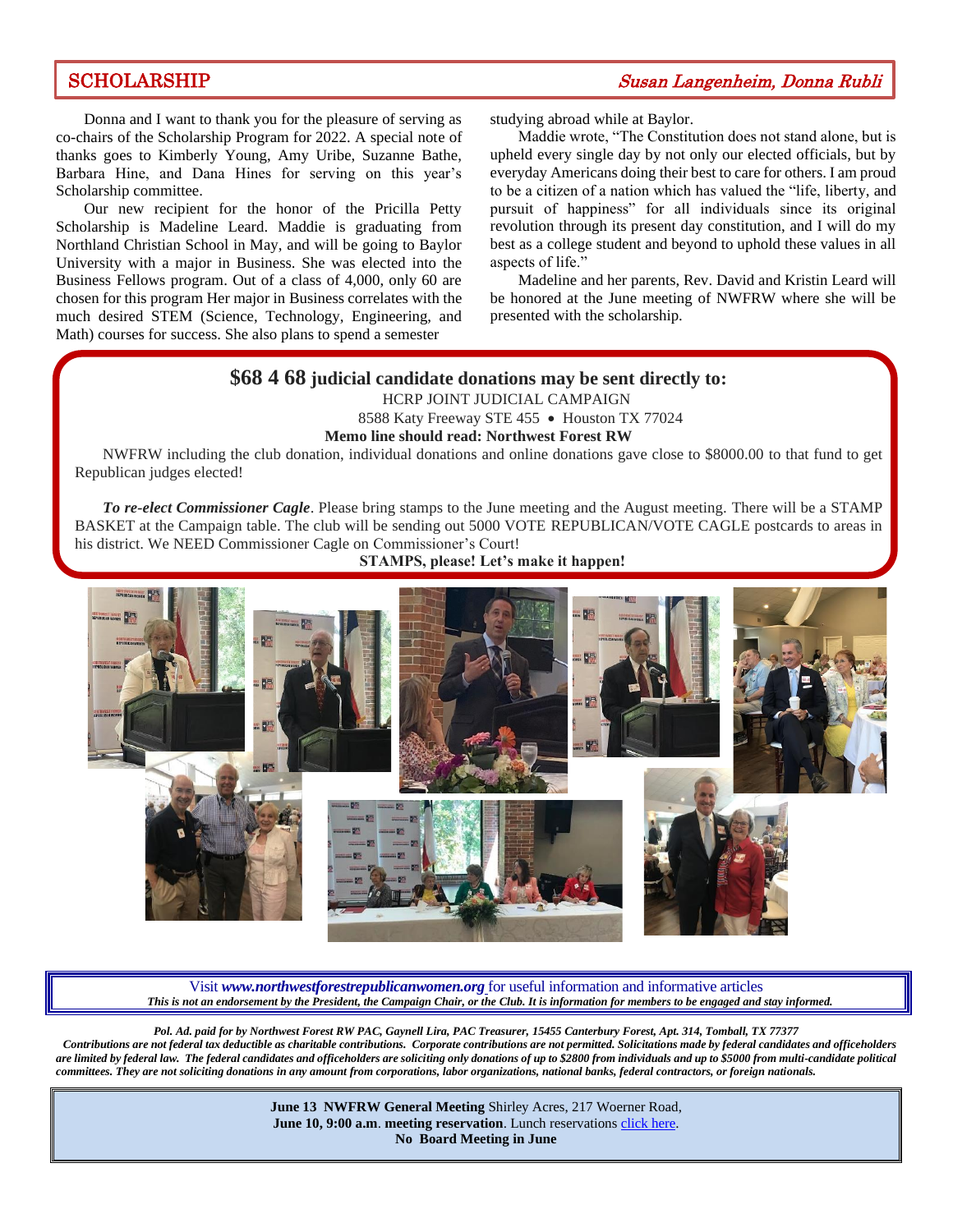## SCHOLARSHIP

*Susan Langenheim, Donna Rubli*

Donna and I want to thank you for the pleasure of serving as co-chairs of the Scholarship Program for 2022. A special note of thanks goes to Kimberly Young, Amy Uribe, Suzanne Bathe, Barbara Hine, and Dana Hines for serving on this year's Scholarship committee.

Our new recipient for the honor of the Pricilla Petty Scholarship is Madeline Leard. Maddie is graduating from Northland Christian School in May, and will be going to Baylor University with a major in Business. She was elected into the Business Fellows program. Out of a class of 4,000, only 60 are chosen for this program Her major in Business correlates with the much desired STEM (Science, Technology, Engineering, and Math) courses for success. She also plans to spend a semester studying abroad while at Baylor.

Maddie wrote, "The Constitution does not stand alone, but is upheld every single day by not only our elected officials, but by everyday Americans doing their best to care for others. I am proud to be a citizen of a nation which has valued the "life, liberty, and pursuit of happiness" for all individuals since its original revolution through its present day constitution, and I will do my best as a college student and beyond to uphold these values in all aspects of life."

Madeline and her parents, Rev. David and Kristin Leard will be honored at the June meeting of NWFRW where she will be presented with the scholarship.

**$68 4 68 judicial candidate donations may be sent directly to:**

HCRP JOINT JUDICIAL CAMPAIGN
8588 Katy Freeway STE 455 • Houston TX 77024
**Memo line should read: Northwest Forest RW**

NWFRW including the club donation, individual donations and online donations gave close to $8000.00 to that fund to get Republican judges elected!

***To re-elect Commissioner Cagle***. Please bring stamps to the June meeting and the August meeting. There will be a STAMP BASKET at the Campaign table. The club will be sending out 5000 VOTE REPUBLICAN/VOTE CAGLE postcards to areas in his district. We NEED Commissioner Cagle on Commissioner's Court!

**STAMPS, please! Let's make it happen!**

Visit ***www.northwestforestrepublicanwomen.org*** for useful information and informative articles

***This is not an endorsement by the President, the Campaign Chair, or the Club. It is information for members to be engaged and stay informed.***

***Pol. Ad. paid for by Northwest Forest RW PAC, Gaynell Lira, PAC Treasurer, 15455 Canterbury Forest, Apt. 314, Tomball, TX 77377***
***Contributions are not federal tax deductible as charitable contributions. Corporate contributions are not permitted. Solicitations made by federal candidates and officeholders are limited by federal law. The federal candidates and officeholders are soliciting only donations of up to $2800 from individuals and up to $5000 from multi-candidate political committees. They are not soliciting donations in any amount from corporations, labor organizations, national banks, federal contractors, or foreign nationals.***

**June 13 NWFRW General Meeting** Shirley Acres, 217 Woerner Road,
**June 10, 9:00 a.m**. **meeting reservation**. Lunch reservations click here.
**No Board Meeting in June**